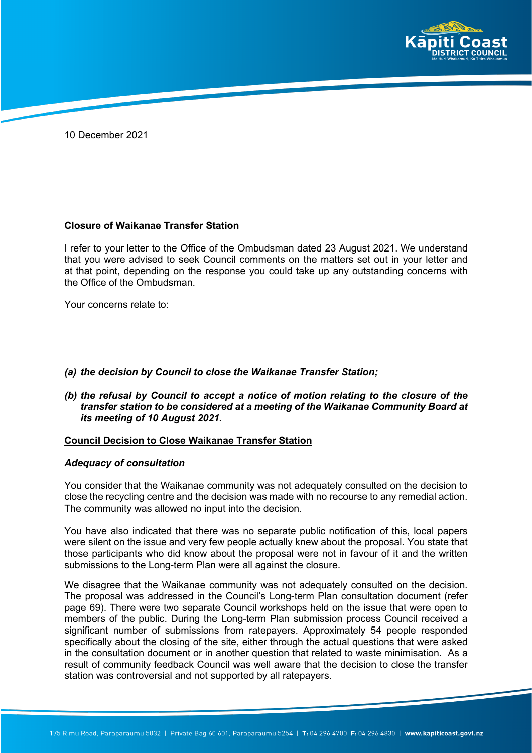10 December 2021

**Closure of Waikanae Transfer Station**

I refer to your letter to the Office of the Ombudsman dated 23 August 2021. We understand that you were advised to seek Council comments on the matters set out in your letter and at that point, depending on the response you could take up any outstanding concerns with the Office of the Ombudsman.

Your concerns relate to:

- ***(a) the decision by Council to close the Waikanae Transfer Station;***
- ***(b) the refusal by Council to accept a notice of motion relating to the closure of the transfer station to be considered at a meeting of the Waikanae Community Board at its meeting of 10 August 2021.***

## Council Decision to Close Waikanae Transfer Station

### *Adequacy of consultation*

You consider that the Waikanae community was not adequately consulted on the decision to close the recycling centre and the decision was made with no recourse to any remedial action. The community was allowed no input into the decision.

You have also indicated that there was no separate public notification of this, local papers were silent on the issue and very few people actually knew about the proposal. You state that those participants who did know about the proposal were not in favour of it and the written submissions to the Long-term Plan were all against the closure.

We disagree that the Waikanae community was not adequately consulted on the decision. The proposal was addressed in the Council's Long-term Plan consultation document (refer page 69). There were two separate Council workshops held on the issue that were open to members of the public. During the Long-term Plan submission process Council received a significant number of submissions from ratepayers. Approximately 54 people responded specifically about the closing of the site, either through the actual questions that were asked in the consultation document or in another question that related to waste minimisation. As a result of community feedback Council was well aware that the decision to close the transfer station was controversial and not supported by all ratepayers.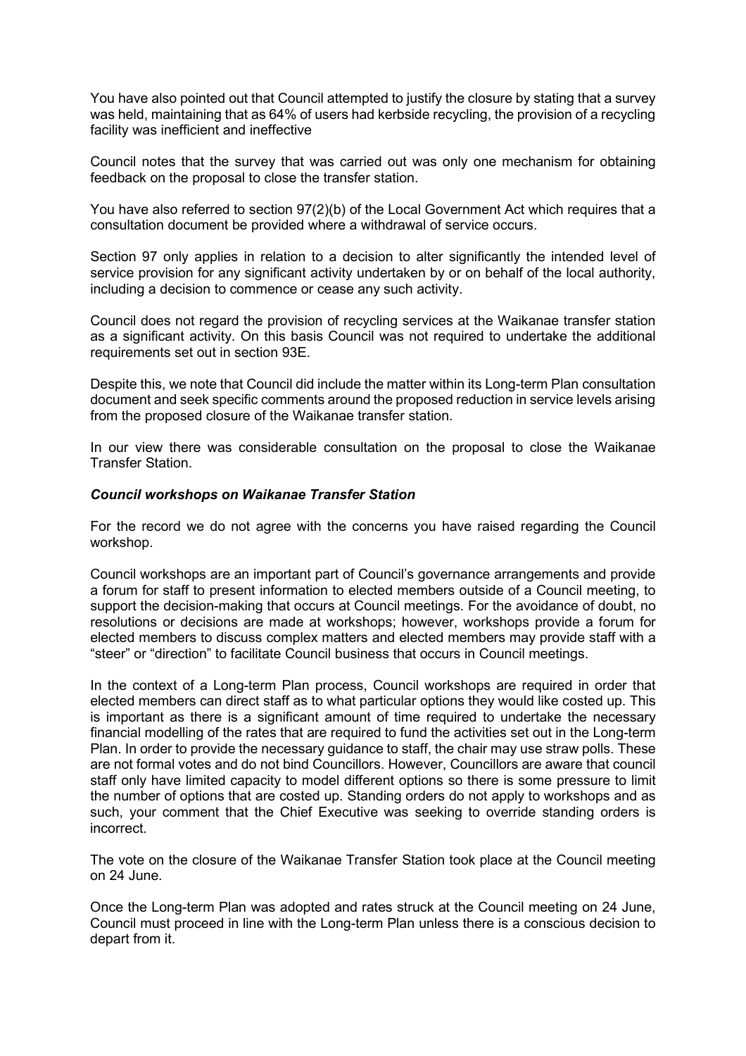You have also pointed out that Council attempted to justify the closure by stating that a survey was held, maintaining that as 64% of users had kerbside recycling, the provision of a recycling facility was inefficient and ineffective

Council notes that the survey that was carried out was only one mechanism for obtaining feedback on the proposal to close the transfer station.

You have also referred to section 97(2)(b) of the Local Government Act which requires that a consultation document be provided where a withdrawal of service occurs.

Section 97 only applies in relation to a decision to alter significantly the intended level of service provision for any significant activity undertaken by or on behalf of the local authority, including a decision to commence or cease any such activity.

Council does not regard the provision of recycling services at the Waikanae transfer station as a significant activity. On this basis Council was not required to undertake the additional requirements set out in section 93E.

Despite this, we note that Council did include the matter within its Long-term Plan consultation document and seek specific comments around the proposed reduction in service levels arising from the proposed closure of the Waikanae transfer station.

In our view there was considerable consultation on the proposal to close the Waikanae Transfer Station.

***Council workshops on Waikanae Transfer Station***

For the record we do not agree with the concerns you have raised regarding the Council workshop.

Council workshops are an important part of Council's governance arrangements and provide a forum for staff to present information to elected members outside of a Council meeting, to support the decision-making that occurs at Council meetings. For the avoidance of doubt, no resolutions or decisions are made at workshops; however, workshops provide a forum for elected members to discuss complex matters and elected members may provide staff with a "steer" or "direction" to facilitate Council business that occurs in Council meetings.

In the context of a Long-term Plan process, Council workshops are required in order that elected members can direct staff as to what particular options they would like costed up. This is important as there is a significant amount of time required to undertake the necessary financial modelling of the rates that are required to fund the activities set out in the Long-term Plan. In order to provide the necessary guidance to staff, the chair may use straw polls. These are not formal votes and do not bind Councillors. However, Councillors are aware that council staff only have limited capacity to model different options so there is some pressure to limit the number of options that are costed up. Standing orders do not apply to workshops and as such, your comment that the Chief Executive was seeking to override standing orders is incorrect.

The vote on the closure of the Waikanae Transfer Station took place at the Council meeting on 24 June.

Once the Long-term Plan was adopted and rates struck at the Council meeting on 24 June, Council must proceed in line with the Long-term Plan unless there is a conscious decision to depart from it.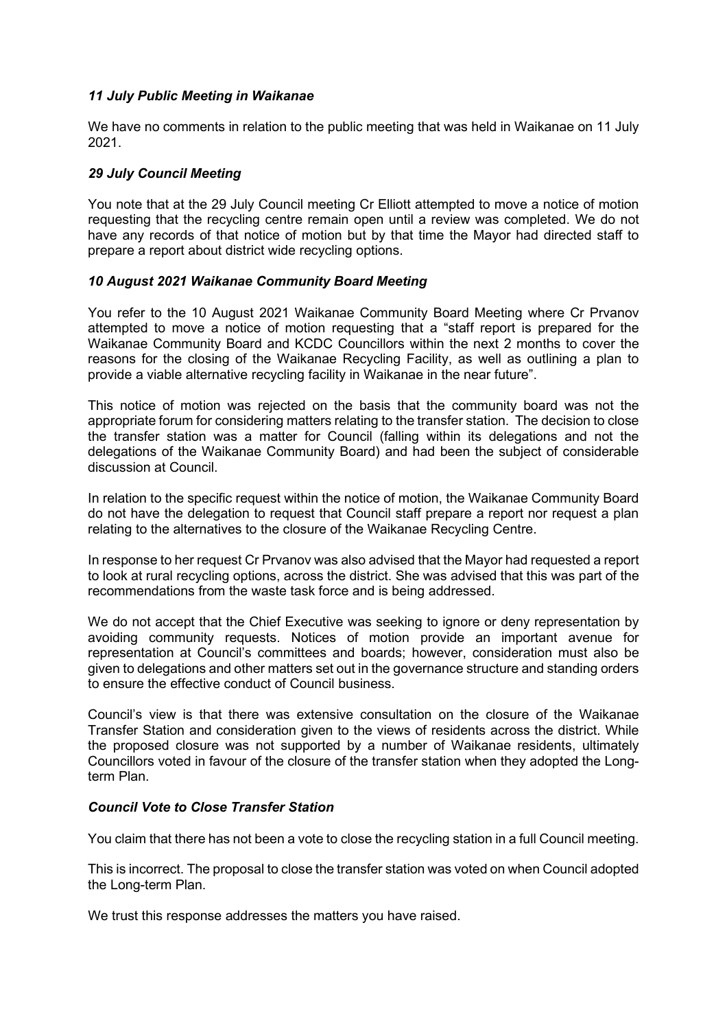### *11 July Public Meeting in Waikanae*

We have no comments in relation to the public meeting that was held in Waikanae on 11 July 2021.

### *29 July Council Meeting*

You note that at the 29 July Council meeting Cr Elliott attempted to move a notice of motion requesting that the recycling centre remain open until a review was completed. We do not have any records of that notice of motion but by that time the Mayor had directed staff to prepare a report about district wide recycling options.

### *10 August 2021 Waikanae Community Board Meeting*

You refer to the 10 August 2021 Waikanae Community Board Meeting where Cr Prvanov attempted to move a notice of motion requesting that a "staff report is prepared for the Waikanae Community Board and KCDC Councillors within the next 2 months to cover the reasons for the closing of the Waikanae Recycling Facility, as well as outlining a plan to provide a viable alternative recycling facility in Waikanae in the near future".

This notice of motion was rejected on the basis that the community board was not the appropriate forum for considering matters relating to the transfer station. The decision to close the transfer station was a matter for Council (falling within its delegations and not the delegations of the Waikanae Community Board) and had been the subject of considerable discussion at Council.

In relation to the specific request within the notice of motion, the Waikanae Community Board do not have the delegation to request that Council staff prepare a report nor request a plan relating to the alternatives to the closure of the Waikanae Recycling Centre.

In response to her request Cr Prvanov was also advised that the Mayor had requested a report to look at rural recycling options, across the district. She was advised that this was part of the recommendations from the waste task force and is being addressed.

We do not accept that the Chief Executive was seeking to ignore or deny representation by avoiding community requests. Notices of motion provide an important avenue for representation at Council's committees and boards; however, consideration must also be given to delegations and other matters set out in the governance structure and standing orders to ensure the effective conduct of Council business.

Council's view is that there was extensive consultation on the closure of the Waikanae Transfer Station and consideration given to the views of residents across the district. While the proposed closure was not supported by a number of Waikanae residents, ultimately Councillors voted in favour of the closure of the transfer station when they adopted the Long-term Plan.

### *Council Vote to Close Transfer Station*

You claim that there has not been a vote to close the recycling station in a full Council meeting.

This is incorrect. The proposal to close the transfer station was voted on when Council adopted the Long-term Plan.

We trust this response addresses the matters you have raised.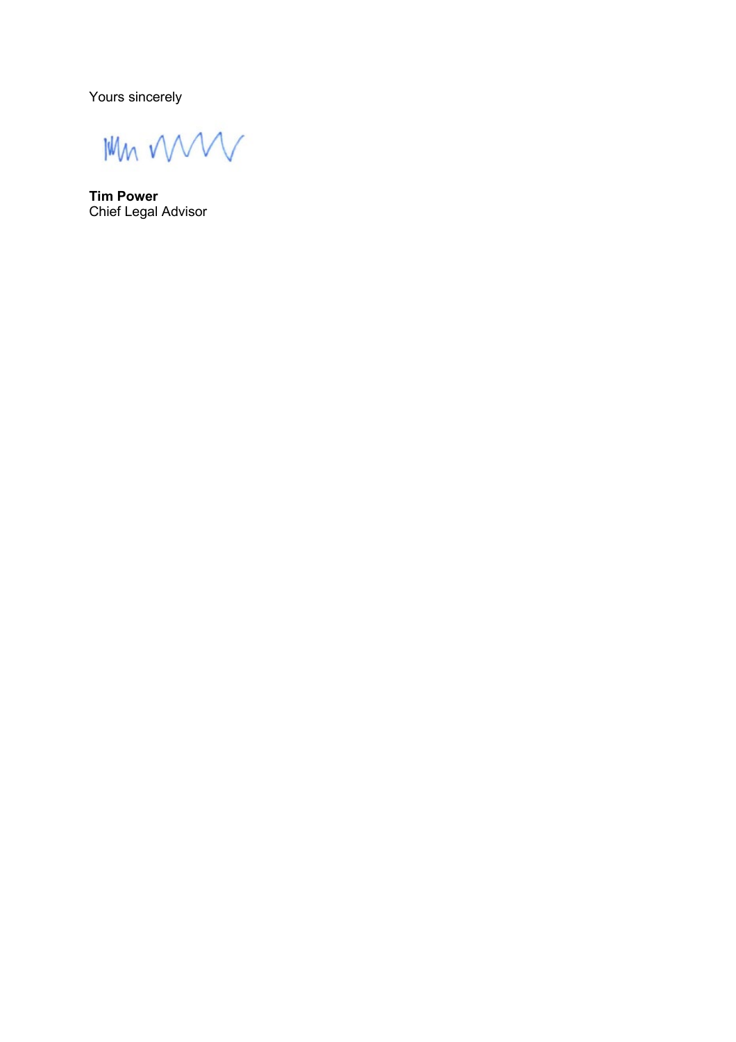Yours sincerely

**Tim Power**
Chief Legal Advisor